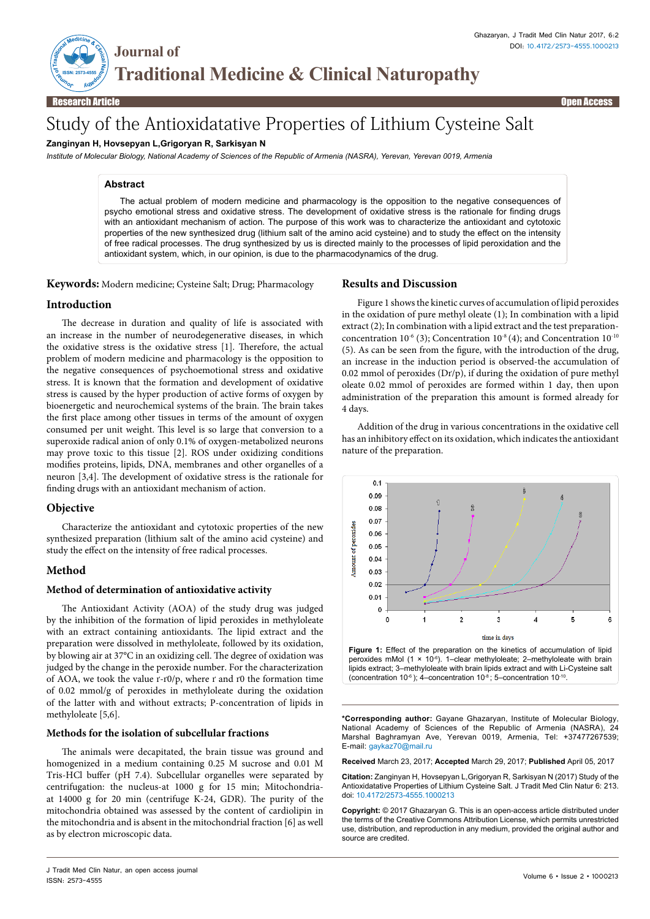# Study of the Antioxidatative Properties of Lithium Cysteine Salt

**Zanginyan H, Hovsepyan L,Grigoryan R, Sarkisyan N**

*Institute of Molecular Biology, National Academy of Sciences of the Republic of Armenia (NASRA), Yerevan, Yerevan 0019, Armenia*

## Abstract

The actual problem of modern medicine and pharmacology is the opposition to the negative consequences of psycho emotional stress and oxidative stress. The development of oxidative stress is the rationale for finding drugs with an antioxidant mechanism of action. The purpose of this work was to characterize the antioxidant and cytotoxic properties of the new synthesized drug (lithium salt of the amino acid cysteine) and to study the effect on the intensity of free radical processes. The drug synthesized by us is directed mainly to the processes of lipid peroxidation and the antioxidant system, which, in our opinion, is due to the pharmacodynamics of the drug.

**Keywords:** Modern medicine; Cysteine Salt; Drug; Pharmacology

## Introduction

The decrease in duration and quality of life is associated with an increase in the number of neurodegenerative diseases, in which the oxidative stress is the oxidative stress [1]. Therefore, the actual problem of modern medicine and pharmacology is the opposition to the negative consequences of psychoemotional stress and oxidative stress. It is known that the formation and development of oxidative stress is caused by the hyper production of active forms of oxygen by bioenergetic and neurochemical systems of the brain. The brain takes the first place among other tissues in terms of the amount of oxygen consumed per unit weight. This level is so large that conversion to a superoxide radical anion of only 0.1% of oxygen-metabolized neurons may prove toxic to this tissue [2]. ROS under oxidizing conditions modifies proteins, lipids, DNA, membranes and other organelles of a neuron [3,4]. The development of oxidative stress is the rationale for finding drugs with an antioxidant mechanism of action.

## Objective

Characterize the antioxidant and cytotoxic properties of the new synthesized preparation (lithium salt of the amino acid cysteine) and study the effect on the intensity of free radical processes.

## Method

### Method of determination of antioxidative activity

The Antioxidant Activity (AOA) of the study drug was judged by the inhibition of the formation of lipid peroxides in methyloleate with an extract containing antioxidants. The lipid extract and the preparation were dissolved in methyloleate, followed by its oxidation, by blowing air at 37°C in an oxidizing cell. The degree of oxidation was judged by the change in the peroxide number. For the characterization of AOA, we took the value r-r0/p, where r and r0 the formation time of 0.02 mmol/g of peroxides in methyloleate during the oxidation of the latter with and without extracts; P-concentration of lipids in methyloleate [5,6].

### Methods for the isolation of subcellular fractions

The animals were decapitated, the brain tissue was ground and homogenized in a medium containing 0.25 M sucrose and 0.01 M Tris-HCl buffer (pH 7.4). Subcellular organelles were separated by centrifugation: the nucleus-at 1000 g for 15 min; Mitochondria-at 14000 g for 20 min (centrifuge K-24, GDR). The purity of the mitochondria obtained was assessed by the content of cardiolipin in the mitochondria and is absent in the mitochondrial fraction [6] as well as by electron microscopic data.

## Results and Discussion

Figure 1 shows the kinetic curves of accumulation of lipid peroxides in the oxidation of pure methyl oleate (1); In combination with a lipid extract (2); In combination with a lipid extract and the test preparation-concentration $10^{-6}$ (3); Concentration $10^{-8}$ (4); and Concentration $10^{-10}$ (5). As can be seen from the figure, with the introduction of the drug, an increase in the induction period is observed-the accumulation of 0.02 mmol of peroxides (Dr/p), if during the oxidation of pure methyl oleate 0.02 mmol of peroxides are formed within 1 day, then upon administration of the preparation this amount is formed already for 4 days.

Addition of the drug in various concentrations in the oxidative cell has an inhibitory effect on its oxidation, which indicates the antioxidant nature of the preparation.

**Figure 1:** Effect of the preparation on the kinetics of accumulation of lipid peroxides mMol (1 × $10^{-6}$). 1–clear methyloleate; 2–methyloleate with brain lipids extract; 3–methyloleate with brain lipids extract and with Li-Cysteine salt (concentration $10^{-6}$); 4–concentration $10^{-8}$; 5–concentration $10^{-10}$.

**\*Corresponding author:** Gayane Ghazaryan, Institute of Molecular Biology, National Academy of Sciences of the Republic of Armenia (NASRA), 24 Marshal Baghramyan Ave, Yerevan 0019, Armenia, Tel: +37477267539; E-mail: gaykaz70@mail.ru

**Received** March 23, 2017; **Accepted** March 29, 2017; **Published** April 05, 2017

**Citation:** Zanginyan H, Hovsepyan L,Grigoryan R, Sarkisyan N (2017) Study of the Antioxidatative Properties of Lithium Cysteine Salt. J Tradit Med Clin Natur 6: 213. doi: 10.4172/2573-4555.1000213

**Copyright:** © 2017 Ghazaryan G. This is an open-access article distributed under the terms of the Creative Commons Attribution License, which permits unrestricted use, distribution, and reproduction in any medium, provided the original author and source are credited.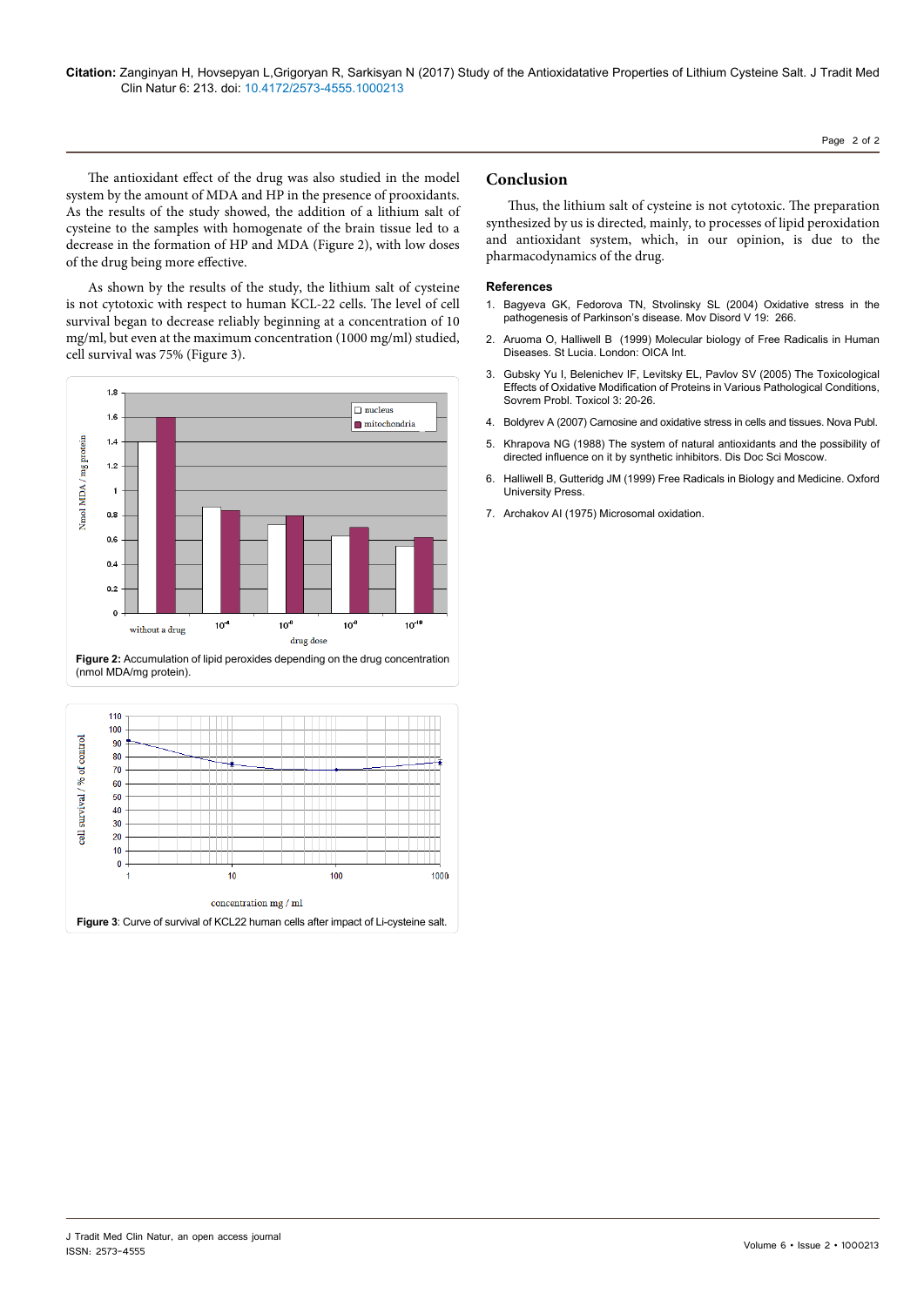The antioxidant effect of the drug was also studied in the model system by the amount of MDA and HP in the presence of prooxidants. As the results of the study showed, the addition of a lithium salt of cysteine to the samples with homogenate of the brain tissue led to a decrease in the formation of HP and MDA (Figure 2), with low doses of the drug being more effective.

As shown by the results of the study, the lithium salt of cysteine is not cytotoxic with respect to human KCL-22 cells. The level of cell survival began to decrease reliably beginning at a concentration of 10 mg/ml, but even at the maximum concentration (1000 mg/ml) studied, cell survival was 75% (Figure 3).

1.8
1.6
1.4
1.2
1
0.8
0.6
0.4
0.2
0

Nmol MDA / mg protein

nucleus
mitochondria

without a drug
$10^{-4}$
$10^{-6}$
$10^{-8}$
$10^{-10}$

drug dose

**Figure 2:** Accumulation of lipid peroxides depending on the drug concentration (nmol MDA/mg protein).

110
100
90
80
70
60
50
40
30
20
10
0

cell survival / % of control

1
10
100
1000

concentration mg / ml

**Figure 3**: Curve of survival of KCL22 human cells after impact of Li-cysteine salt.

## Conclusion

Thus, the lithium salt of cysteine is not cytotoxic. The preparation synthesized by us is directed, mainly, to processes of lipid peroxidation and antioxidant system, which, in our opinion, is due to the pharmacodynamics of the drug.

### References

1. Bagyeva GK, Fedorova TN, Stvolinsky SL (2004) Oxidative stress in the pathogenesis of Parkinson's disease. Mov Disord V 19: 266.
2. Aruoma O, Halliwell B (1999) Molecular biology of Free Radicalis in Human Diseases. St Lucia. London: OICA Int.
3. Gubsky Yu I, Belenichev IF, Levitsky EL, Pavlov SV (2005) The Toxicological Effects of Oxidative Modification of Proteins in Various Pathological Conditions, Sovrem Probl. Toxicol 3: 20-26.
4. Boldyrev A (2007) Carnosine and oxidative stress in cells and tissues. Nova Publ.
5. Khrapova NG (1988) The system of natural antioxidants and the possibility of directed influence on it by synthetic inhibitors. Dis Doc Sci Moscow.
6. Halliwell B, Gutteridg JM (1999) Free Radicals in Biology and Medicine. Oxford University Press.
7. Archakov AI (1975) Microsomal oxidation.